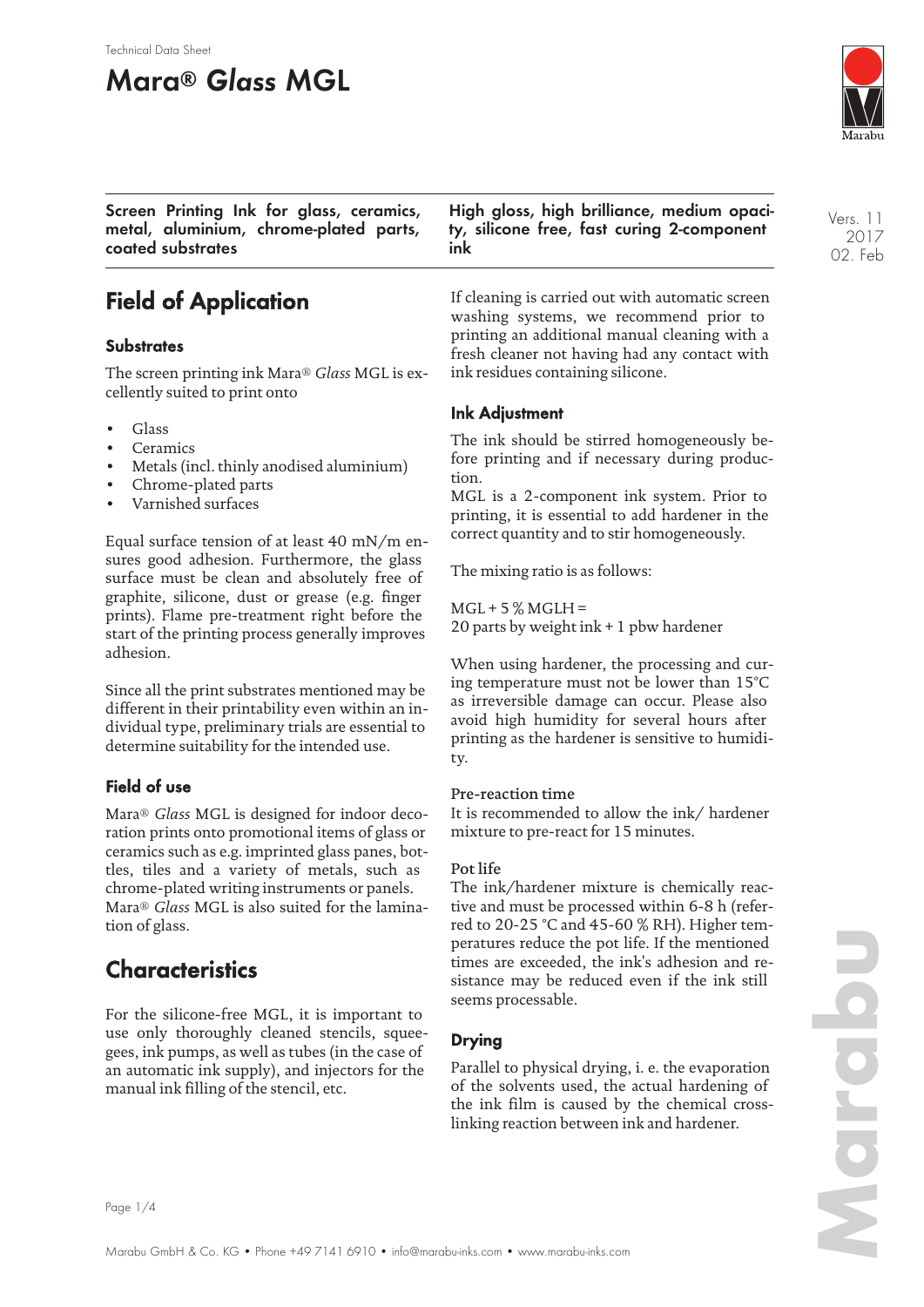Technical Data Sheet

# Mara® *Glass* MGL

**Screen Printing Ink for glass, ceramics, metal, aluminium, chrome-plated parts, coated substrates**

**High gloss, high brilliance, medium opacity, silicone free, fast curing 2-component ink**

Vers. 11
2017
02. Feb

## Field of Application

### Substrates

The screen printing ink Mara® *Glass* MGL is excellently suited to print onto

- Glass
- Ceramics
- Metals (incl. thinly anodised aluminium)
- Chrome-plated parts
- Varnished surfaces

Equal surface tension of at least 40 mN/m ensures good adhesion. Furthermore, the glass surface must be clean and absolutely free of graphite, silicone, dust or grease (e.g. finger prints). Flame pre-treatment right before the start of the printing process generally improves adhesion.

Since all the print substrates mentioned may be different in their printability even within an individual type, preliminary trials are essential to determine suitability for the intended use.

### Field of use

Mara® *Glass* MGL is designed for indoor decoration prints onto promotional items of glass or ceramics such as e.g. imprinted glass panes, bottles, tiles and a variety of metals, such as chrome-plated writing instruments or panels. Mara® *Glass* MGL is also suited for the lamination of glass.

## Characteristics

For the silicone-free MGL, it is important to use only thoroughly cleaned stencils, squeegees, ink pumps, as well as tubes (in the case of an automatic ink supply), and injectors for the manual ink filling of the stencil, etc.

If cleaning is carried out with automatic screen washing systems, we recommend prior to printing an additional manual cleaning with a fresh cleaner not having had any contact with ink residues containing silicone.

### Ink Adjustment

The ink should be stirred homogeneously before printing and if necessary during production.
MGL is a 2-component ink system. Prior to printing, it is essential to add hardener in the correct quantity and to stir homogeneously.

The mixing ratio is as follows:

MGL + 5 % MGLH =
20 parts by weight ink + 1 pbw hardener

When using hardener, the processing and curing temperature must not be lower than 15°C as irreversible damage can occur. Please also avoid high humidity for several hours after printing as the hardener is sensitive to humidity.

**Pre-reaction time**
It is recommended to allow the ink/ hardener mixture to pre-react for 15 minutes.

**Pot life**
The ink/hardener mixture is chemically reactive and must be processed within 6-8 h (referred to 20-25 °C and 45-60 % RH). Higher temperatures reduce the pot life. If the mentioned times are exceeded, the ink's adhesion and resistance may be reduced even if the ink still seems processable.

### Drying

Parallel to physical drying, i. e. the evaporation of the solvents used, the actual hardening of the ink film is caused by the chemical cross-linking reaction between ink and hardener.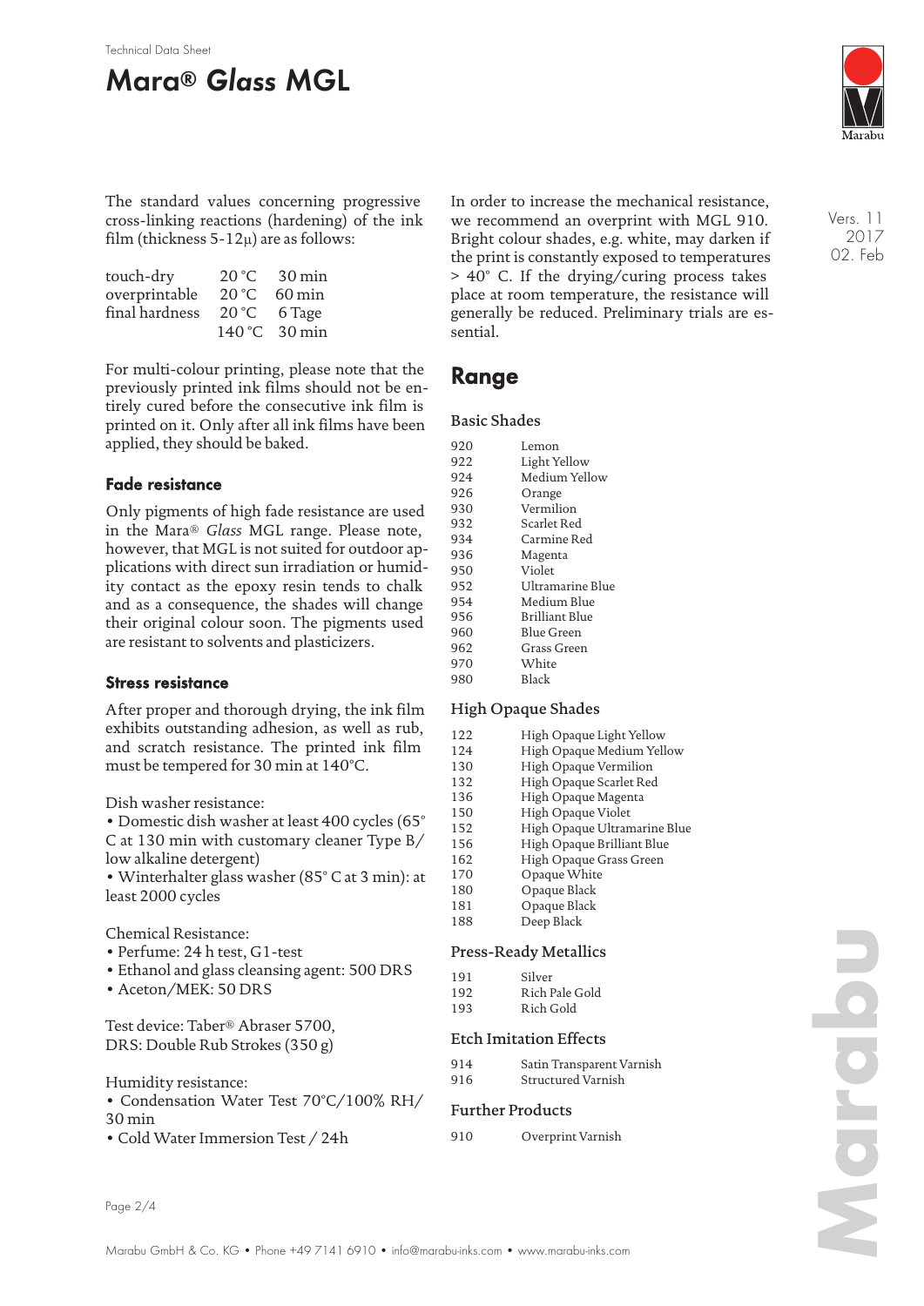The standard values concerning progressive cross-linking reactions (hardening) of the ink film (thickness 5-12µ) are as follows:

| | | |
|---|---|---|
| touch-dry | 20 °C | 30 min |
| overprintable | 20 °C | 60 min |
| final hardness | 20 °C | 6 Tage |
| | 140 °C | 30 min |

For multi-colour printing, please note that the previously printed ink films should not be entirely cured before the consecutive ink film is printed on it. Only after all ink films have been applied, they should be baked.

### Fade resistance

Only pigments of high fade resistance are used in the Mara® *Glass* MGL range. Please note, however, that MGL is not suited for outdoor applications with direct sun irradiation or humidity contact as the epoxy resin tends to chalk and as a consequence, the shades will change their original colour soon. The pigments used are resistant to solvents and plasticizers.

### Stress resistance

After proper and thorough drying, the ink film exhibits outstanding adhesion, as well as rub, and scratch resistance. The printed ink film must be tempered for 30 min at 140°C.

Dish washer resistance:
- Domestic dish washer at least 400 cycles (65° C at 130 min with customary cleaner Type B/ low alkaline detergent)
- Winterhalter glass washer (85° C at 3 min): at least 2000 cycles

Chemical Resistance:
- Perfume: 24 h test, G1-test
- Ethanol and glass cleansing agent: 500 DRS
- Aceton/MEK: 50 DRS

Test device: Taber® Abraser 5700,
DRS: Double Rub Strokes (350 g)

Humidity resistance:
- Condensation Water Test 70°C/100% RH/ 30 min
- Cold Water Immersion Test / 24h

In order to increase the mechanical resistance, we recommend an overprint with MGL 910. Bright colour shades, e.g. white, may darken if the print is constantly exposed to temperatures > 40° C. If the drying/curing process takes place at room temperature, the resistance will generally be reduced. Preliminary trials are essential.

## Range

### Basic Shades

| | |
|---|---|
| 920 | Lemon |
| 922 | Light Yellow |
| 924 | Medium Yellow |
| 926 | Orange |
| 930 | Vermilion |
| 932 | Scarlet Red |
| 934 | Carmine Red |
| 936 | Magenta |
| 950 | Violet |
| 952 | Ultramarine Blue |
| 954 | Medium Blue |
| 956 | Brilliant Blue |
| 960 | Blue Green |
| 962 | Grass Green |
| 970 | White |
| 980 | Black |

### High Opaque Shades

| | |
|---|---|
| 122 | High Opaque Light Yellow |
| 124 | High Opaque Medium Yellow |
| 130 | High Opaque Vermilion |
| 132 | High Opaque Scarlet Red |
| 136 | High Opaque Magenta |
| 150 | High Opaque Violet |
| 152 | High Opaque Ultramarine Blue |
| 156 | High Opaque Brilliant Blue |
| 162 | High Opaque Grass Green |
| 170 | Opaque White |
| 180 | Opaque Black |
| 181 | Opaque Black |
| 188 | Deep Black |

### Press-Ready Metallics

| | |
|---|---|
| 191 | Silver |
| 192 | Rich Pale Gold |
| 193 | Rich Gold |

### Etch Imitation Effects

| | |
|---|---|
| 914 | Satin Transparent Varnish |
| 916 | Structured Varnish |

### Further Products

| | |
|---|---|
| 910 | Overprint Varnish |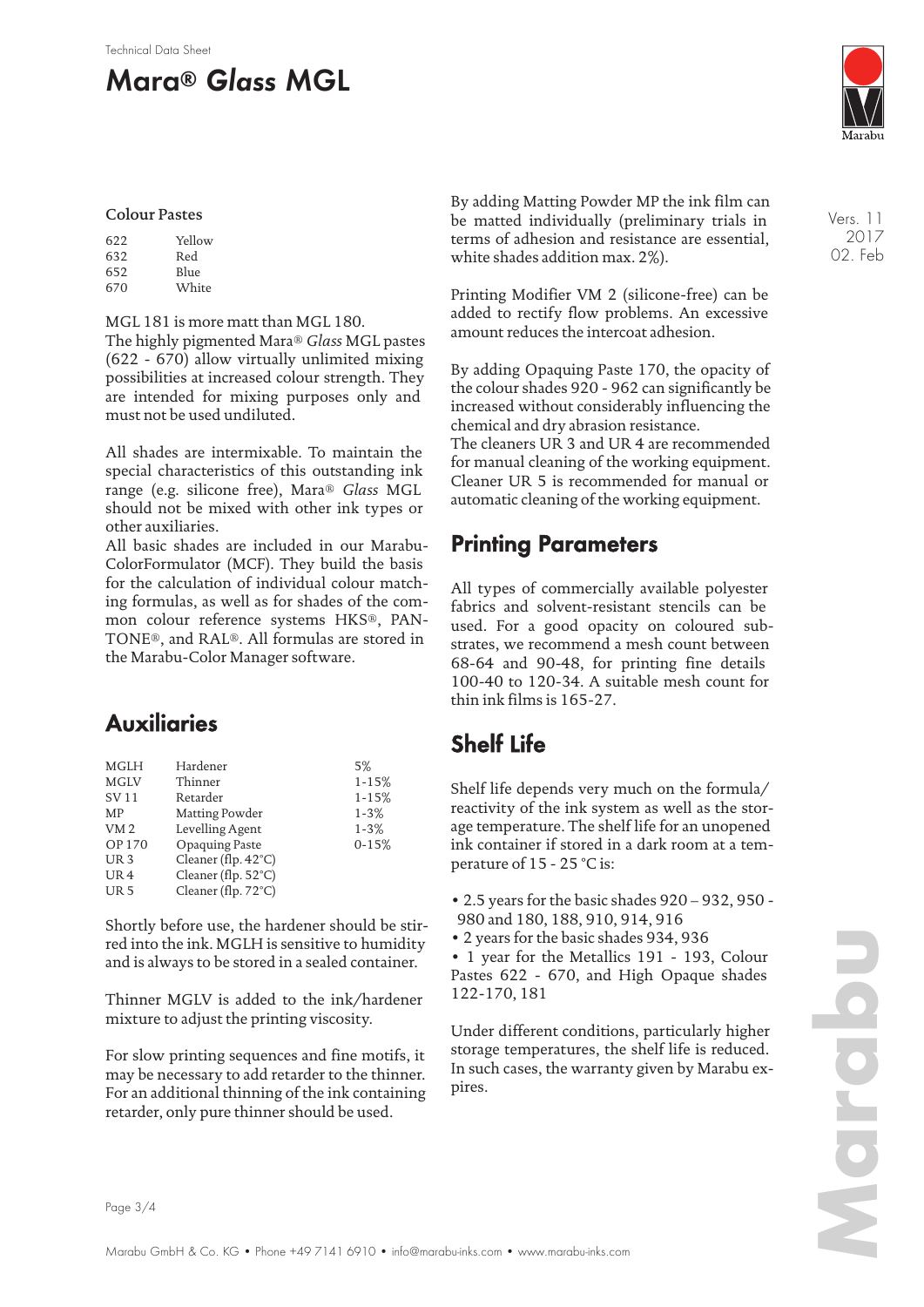### Colour Pastes

| | |
|---|---|
| 622 | Yellow |
| 632 | Red |
| 652 | Blue |
| 670 | White |

MGL 181 is more matt than MGL 180.

The highly pigmented Mara® *Glass* MGL pastes (622 - 670) allow virtually unlimited mixing possibilities at increased colour strength. They are intended for mixing purposes only and must not be used undiluted.

All shades are intermixable. To maintain the special characteristics of this outstanding ink range (e.g. silicone free), Mara® *Glass* MGL should not be mixed with other ink types or other auxiliaries.

All basic shades are included in our Marabu-ColorFormulator (MCF). They build the basis for the calculation of individual colour matching formulas, as well as for shades of the common colour reference systems HKS®, PANTONE®, and RAL®. All formulas are stored in the Marabu-Color Manager software.

## Auxiliaries

| | | |
|---|---|---|
| MGLH | Hardener | 5% |
| MGLV | Thinner | 1-15% |
| SV 11 | Retarder | 1-15% |
| MP | Matting Powder | 1-3% |
| VM 2 | Levelling Agent | 1-3% |
| OP 170 | Opaquing Paste | 0-15% |
| UR 3 | Cleaner (flp. 42°C) | |
| UR 4 | Cleaner (flp. 52°C) | |
| UR 5 | Cleaner (flp. 72°C) | |

Shortly before use, the hardener should be stirred into the ink. MGLH is sensitive to humidity and is always to be stored in a sealed container.

Thinner MGLV is added to the ink/hardener mixture to adjust the printing viscosity.

For slow printing sequences and fine motifs, it may be necessary to add retarder to the thinner. For an additional thinning of the ink containing retarder, only pure thinner should be used.

By adding Matting Powder MP the ink film can be matted individually (preliminary trials in terms of adhesion and resistance are essential, white shades addition max. 2%).

Printing Modifier VM 2 (silicone-free) can be added to rectify flow problems. An excessive amount reduces the intercoat adhesion.

By adding Opaquing Paste 170, the opacity of the colour shades 920 - 962 can significantly be increased without considerably influencing the chemical and dry abrasion resistance.

The cleaners UR 3 and UR 4 are recommended for manual cleaning of the working equipment. Cleaner UR 5 is recommended for manual or automatic cleaning of the working equipment.

## Printing Parameters

All types of commercially available polyester fabrics and solvent-resistant stencils can be used. For a good opacity on coloured substrates, we recommend a mesh count between 68-64 and 90-48, for printing fine details 100-40 to 120-34. A suitable mesh count for thin ink films is 165-27.

## Shelf Life

Shelf life depends very much on the formula/reactivity of the ink system as well as the storage temperature. The shelf life for an unopened ink container if stored in a dark room at a temperature of 15 - 25 °C is:

- 2.5 years for the basic shades 920 – 932, 950 - 980 and 180, 188, 910, 914, 916
- 2 years for the basic shades 934, 936
- 1 year for the Metallics 191 - 193, Colour Pastes 622 - 670, and High Opaque shades 122-170, 181

Under different conditions, particularly higher storage temperatures, the shelf life is reduced. In such cases, the warranty given by Marabu expires.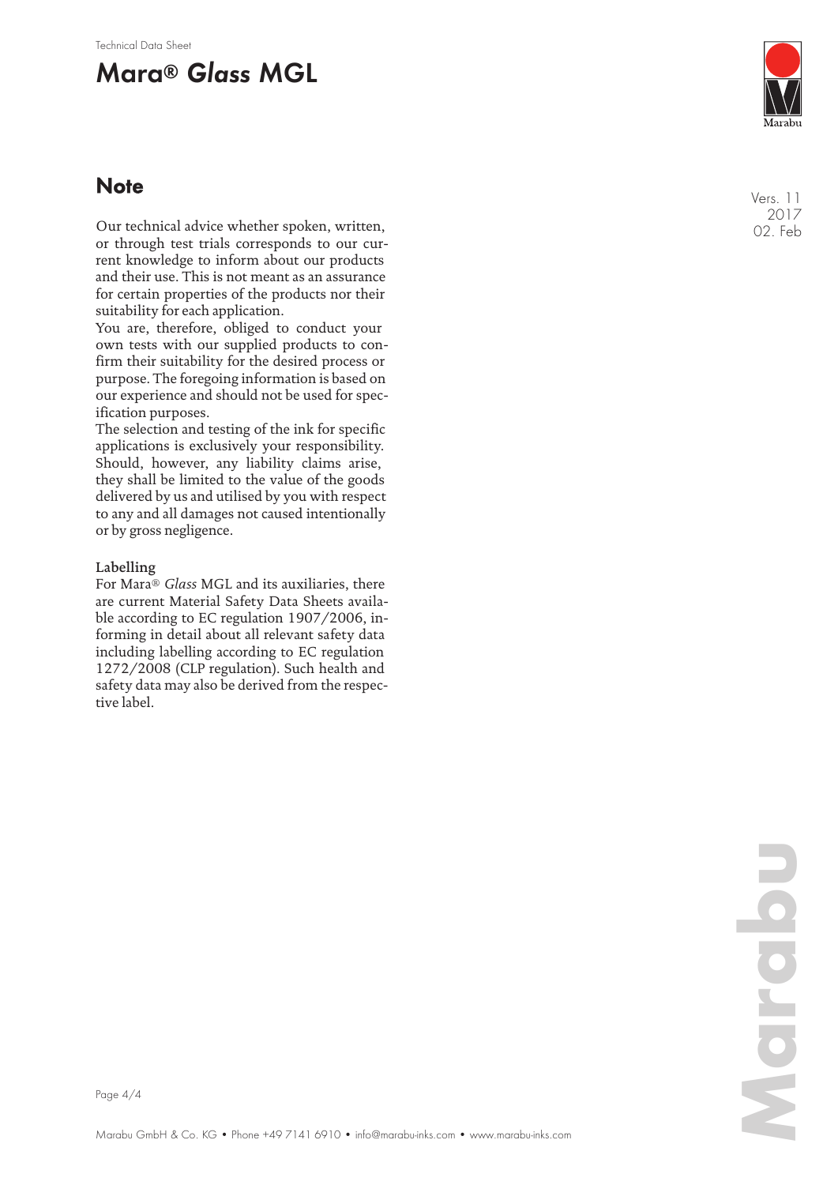## Note

Our technical advice whether spoken, written, or through test trials corresponds to our current knowledge to inform about our products and their use. This is not meant as an assurance for certain properties of the products nor their suitability for each application.
You are, therefore, obliged to conduct your own tests with our supplied products to confirm their suitability for the desired process or purpose. The foregoing information is based on our experience and should not be used for specification purposes.
The selection and testing of the ink for specific applications is exclusively your responsibility. Should, however, any liability claims arise, they shall be limited to the value of the goods delivered by us and utilised by you with respect to any and all damages not caused intentionally or by gross negligence.

### Labelling

For Mara® *Glass* MGL and its auxiliaries, there are current Material Safety Data Sheets available according to EC regulation 1907/2006, informing in detail about all relevant safety data including labelling according to EC regulation 1272/2008 (CLP regulation). Such health and safety data may also be derived from the respective label.